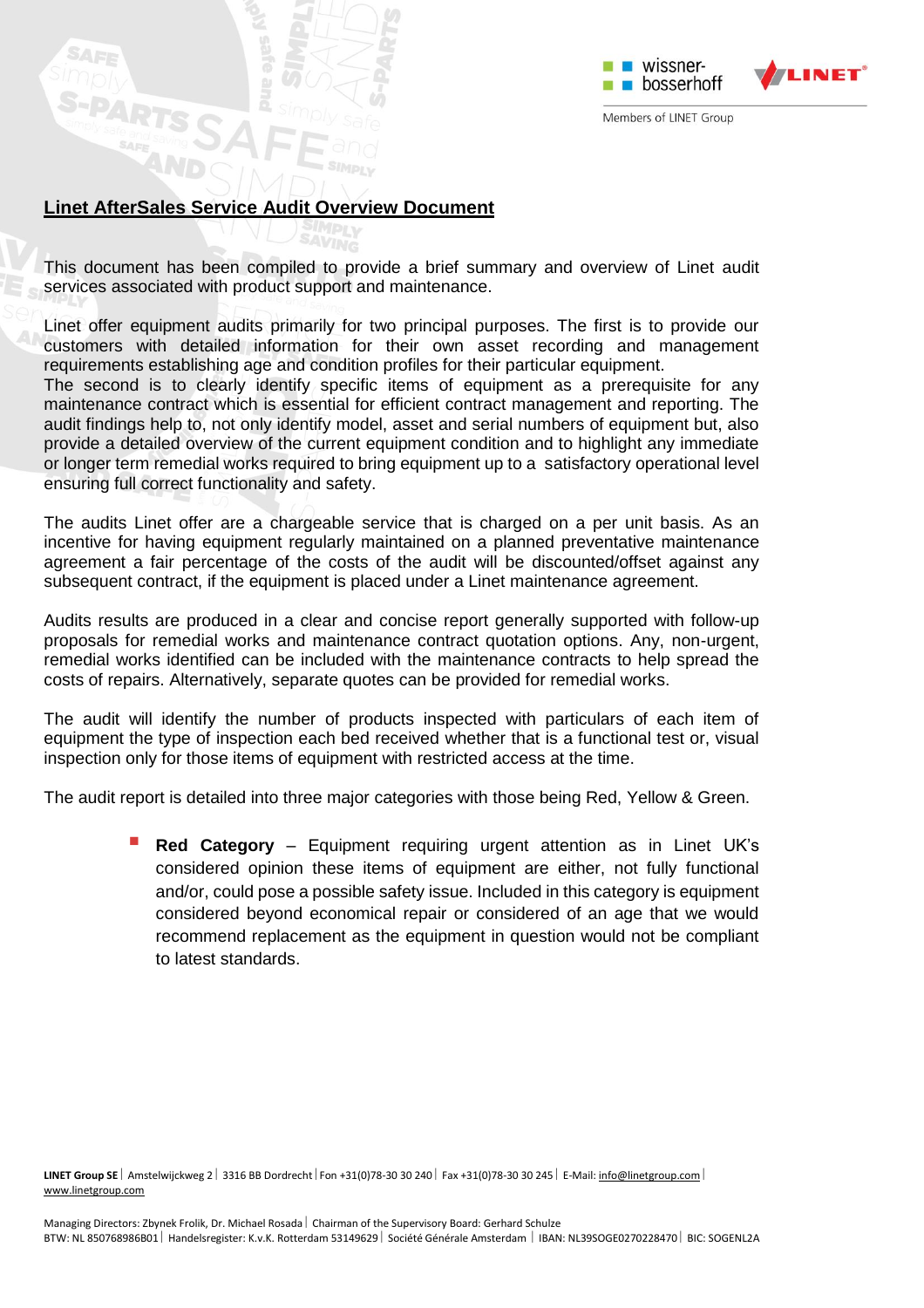## Linet AfterSales Service Audit Overview Document

This document has been compiled to provide a brief summary and overview of Linet audit services associated with product support and maintenance.

Linet offer equipment audits primarily for two principal purposes. The first is to provide our customers with detailed information for their own asset recording and management requirements establishing age and condition profiles for their particular equipment.
The second is to clearly identify specific items of equipment as a prerequisite for any maintenance contract which is essential for efficient contract management and reporting. The audit findings help to, not only identify model, asset and serial numbers of equipment but, also provide a detailed overview of the current equipment condition and to highlight any immediate or longer term remedial works required to bring equipment up to a satisfactory operational level ensuring full correct functionality and safety.

The audits Linet offer are a chargeable service that is charged on a per unit basis. As an incentive for having equipment regularly maintained on a planned preventative maintenance agreement a fair percentage of the costs of the audit will be discounted/offset against any subsequent contract, if the equipment is placed under a Linet maintenance agreement.

Audits results are produced in a clear and concise report generally supported with follow-up proposals for remedial works and maintenance contract quotation options. Any, non-urgent, remedial works identified can be included with the maintenance contracts to help spread the costs of repairs. Alternatively, separate quotes can be provided for remedial works.

The audit will identify the number of products inspected with particulars of each item of equipment the type of inspection each bed received whether that is a functional test or, visual inspection only for those items of equipment with restricted access at the time.

The audit report is detailed into three major categories with those being Red, Yellow & Green.

- **Red Category** – Equipment requiring urgent attention as in Linet UK's considered opinion these items of equipment are either, not fully functional and/or, could pose a possible safety issue. Included in this category is equipment considered beyond economical repair or considered of an age that we would recommend replacement as the equipment in question would not be compliant to latest standards.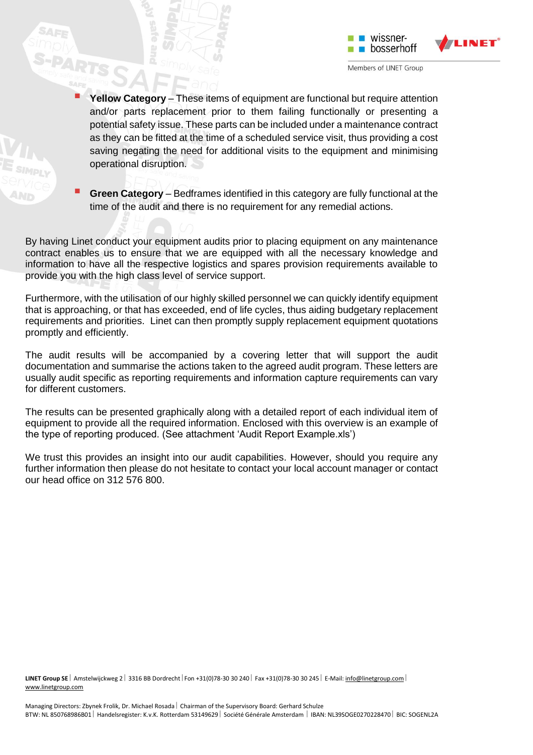- **Yellow Category** – These items of equipment are functional but require attention and/or parts replacement prior to them failing functionally or presenting a potential safety issue. These parts can be included under a maintenance contract as they can be fitted at the time of a scheduled service visit, thus providing a cost saving negating the need for additional visits to the equipment and minimising operational disruption.

- **Green Category** – Bedframes identified in this category are fully functional at the time of the audit and there is no requirement for any remedial actions.

By having Linet conduct your equipment audits prior to placing equipment on any maintenance contract enables us to ensure that we are equipped with all the necessary knowledge and information to have all the respective logistics and spares provision requirements available to provide you with the high class level of service support.

Furthermore, with the utilisation of our highly skilled personnel we can quickly identify equipment that is approaching, or that has exceeded, end of life cycles, thus aiding budgetary replacement requirements and priorities. Linet can then promptly supply replacement equipment quotations promptly and efficiently.

The audit results will be accompanied by a covering letter that will support the audit documentation and summarise the actions taken to the agreed audit program. These letters are usually audit specific as reporting requirements and information capture requirements can vary for different customers.

The results can be presented graphically along with a detailed report of each individual item of equipment to provide all the required information. Enclosed with this overview is an example of the type of reporting produced. (See attachment 'Audit Report Example.xls')

We trust this provides an insight into our audit capabilities. However, should you require any further information then please do not hesitate to contact your local account manager or contact our head office on 312 576 800.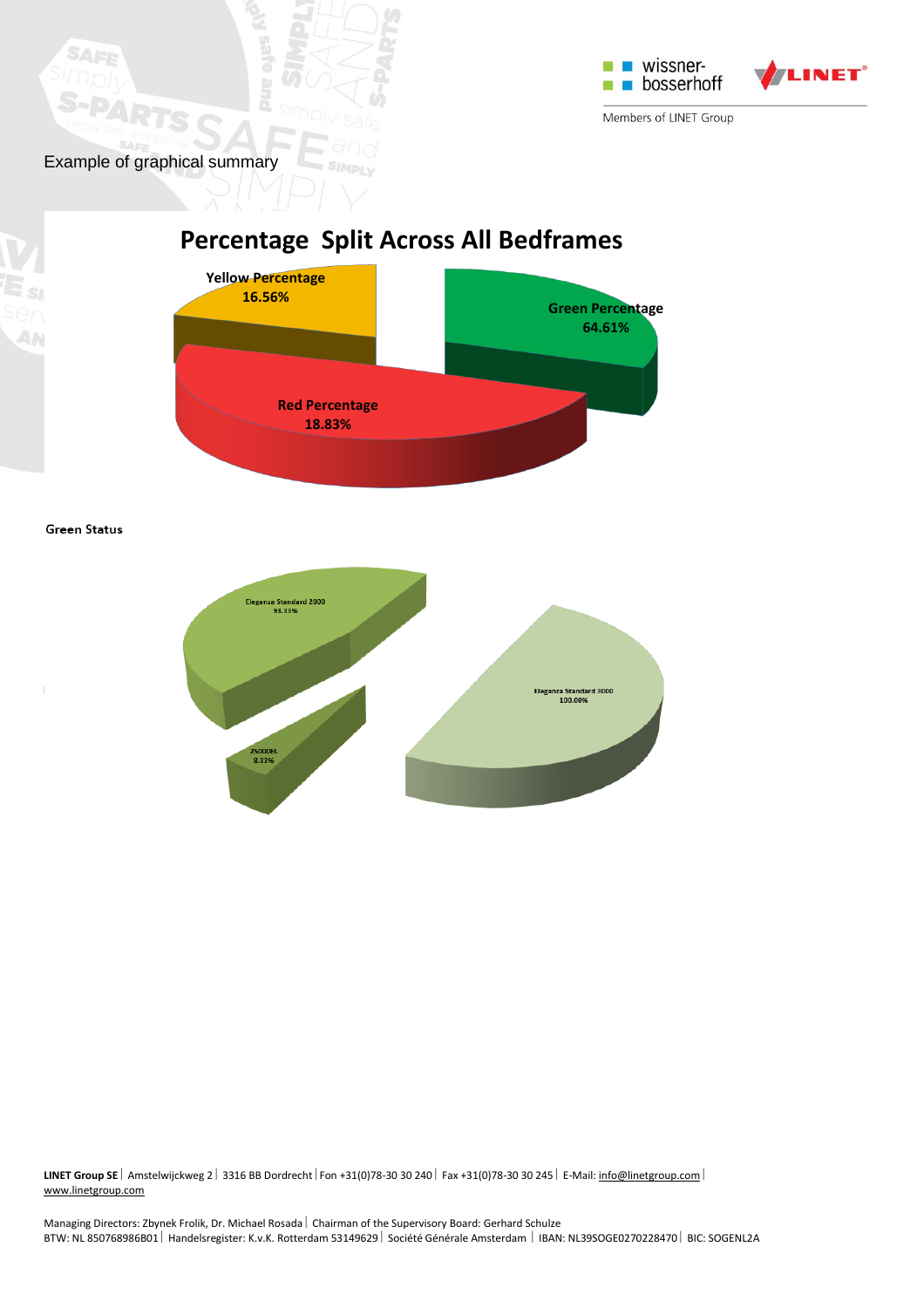Example of graphical summary

## Percentage Split Across All Bedframes

Yellow Percentage
16.56%

Green Percentage
64.61%

Red Percentage
18.83%

**Green Status**

Elegenza Standard 2000
93.33%

25000EL
8.33%

Eleganza Standard 3000
100.00%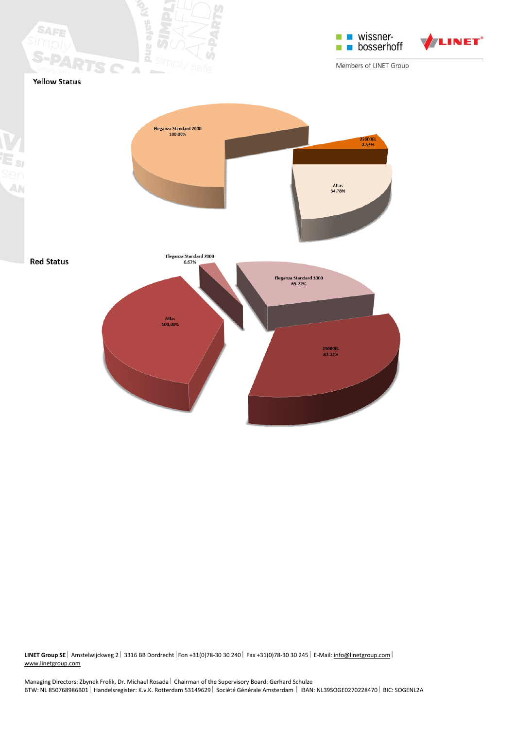Yellow Status

Eleganza Standard 2000
100.00%

25000EL
8.33%

Atlas
34.78%

Red Status

Eleganza Standard 2000
6.67%

Eleganza Standard 3000
65.22%

Atlas
100.00%

25000EL
83.33%